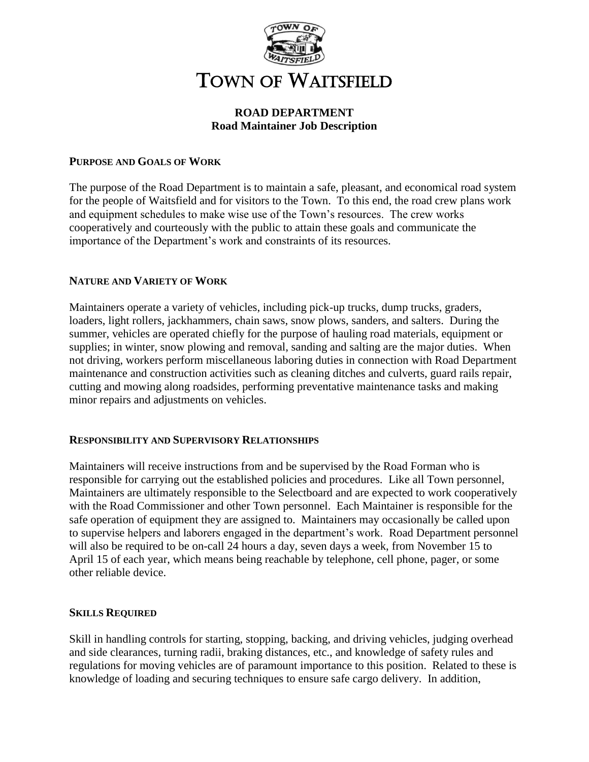# TOWN OF WAITSFIELD

## ROAD DEPARTMENT
## Road Maintainer Job Description

### PURPOSE AND GOALS OF WORK

The purpose of the Road Department is to maintain a safe, pleasant, and economical road system for the people of Waitsfield and for visitors to the Town. To this end, the road crew plans work and equipment schedules to make wise use of the Town's resources. The crew works cooperatively and courteously with the public to attain these goals and communicate the importance of the Department's work and constraints of its resources.

### NATURE AND VARIETY OF WORK

Maintainers operate a variety of vehicles, including pick-up trucks, dump trucks, graders, loaders, light rollers, jackhammers, chain saws, snow plows, sanders, and salters. During the summer, vehicles are operated chiefly for the purpose of hauling road materials, equipment or supplies; in winter, snow plowing and removal, sanding and salting are the major duties. When not driving, workers perform miscellaneous laboring duties in connection with Road Department maintenance and construction activities such as cleaning ditches and culverts, guard rails repair, cutting and mowing along roadsides, performing preventative maintenance tasks and making minor repairs and adjustments on vehicles.

### RESPONSIBILITY AND SUPERVISORY RELATIONSHIPS

Maintainers will receive instructions from and be supervised by the Road Forman who is responsible for carrying out the established policies and procedures. Like all Town personnel, Maintainers are ultimately responsible to the Selectboard and are expected to work cooperatively with the Road Commissioner and other Town personnel. Each Maintainer is responsible for the safe operation of equipment they are assigned to. Maintainers may occasionally be called upon to supervise helpers and laborers engaged in the department's work. Road Department personnel will also be required to be on-call 24 hours a day, seven days a week, from November 15 to April 15 of each year, which means being reachable by telephone, cell phone, pager, or some other reliable device.

### SKILLS REQUIRED

Skill in handling controls for starting, stopping, backing, and driving vehicles, judging overhead and side clearances, turning radii, braking distances, etc., and knowledge of safety rules and regulations for moving vehicles are of paramount importance to this position. Related to these is knowledge of loading and securing techniques to ensure safe cargo delivery. In addition,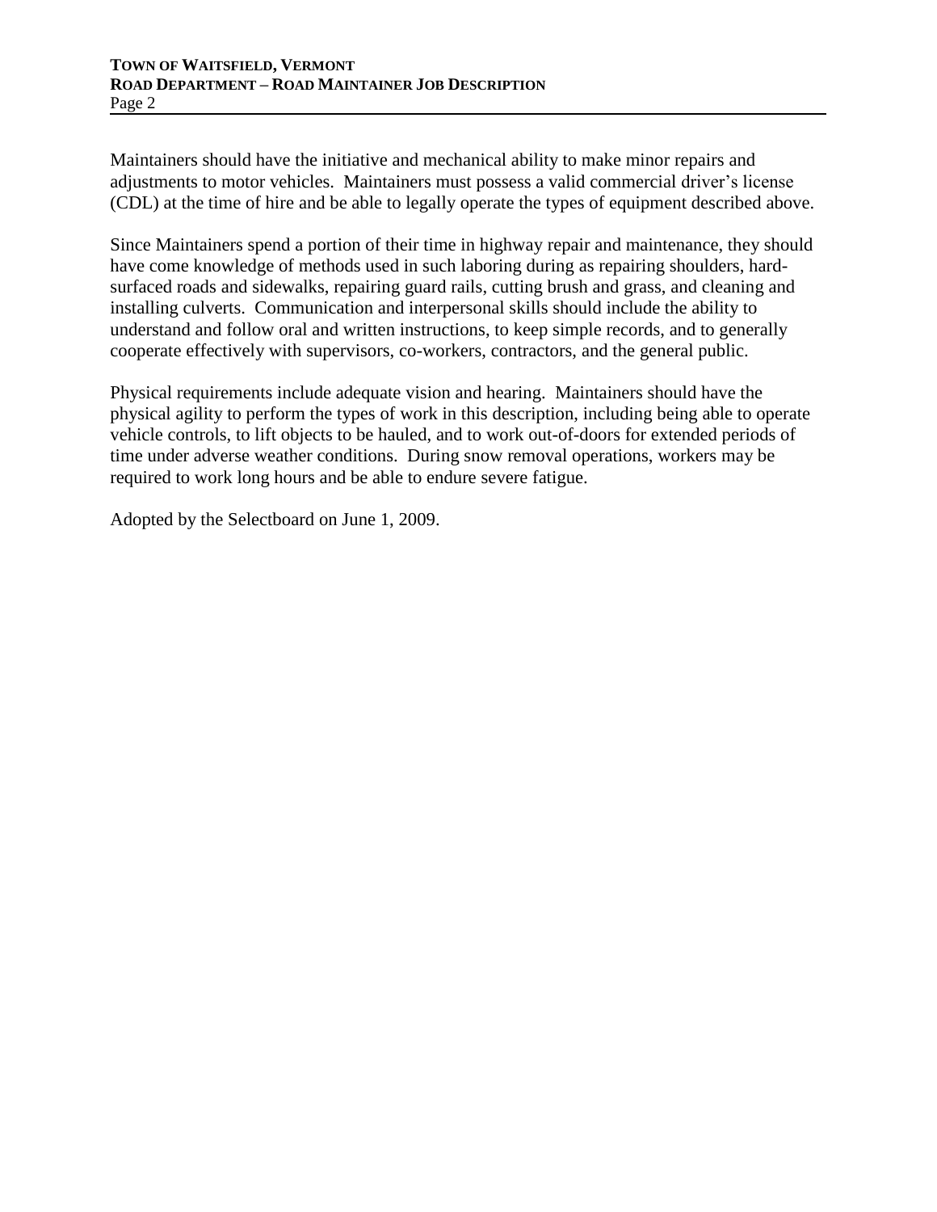Maintainers should have the initiative and mechanical ability to make minor repairs and adjustments to motor vehicles. Maintainers must possess a valid commercial driver's license (CDL) at the time of hire and be able to legally operate the types of equipment described above.

Since Maintainers spend a portion of their time in highway repair and maintenance, they should have come knowledge of methods used in such laboring during as repairing shoulders, hard-surfaced roads and sidewalks, repairing guard rails, cutting brush and grass, and cleaning and installing culverts. Communication and interpersonal skills should include the ability to understand and follow oral and written instructions, to keep simple records, and to generally cooperate effectively with supervisors, co-workers, contractors, and the general public.

Physical requirements include adequate vision and hearing. Maintainers should have the physical agility to perform the types of work in this description, including being able to operate vehicle controls, to lift objects to be hauled, and to work out-of-doors for extended periods of time under adverse weather conditions. During snow removal operations, workers may be required to work long hours and be able to endure severe fatigue.

Adopted by the Selectboard on June 1, 2009.